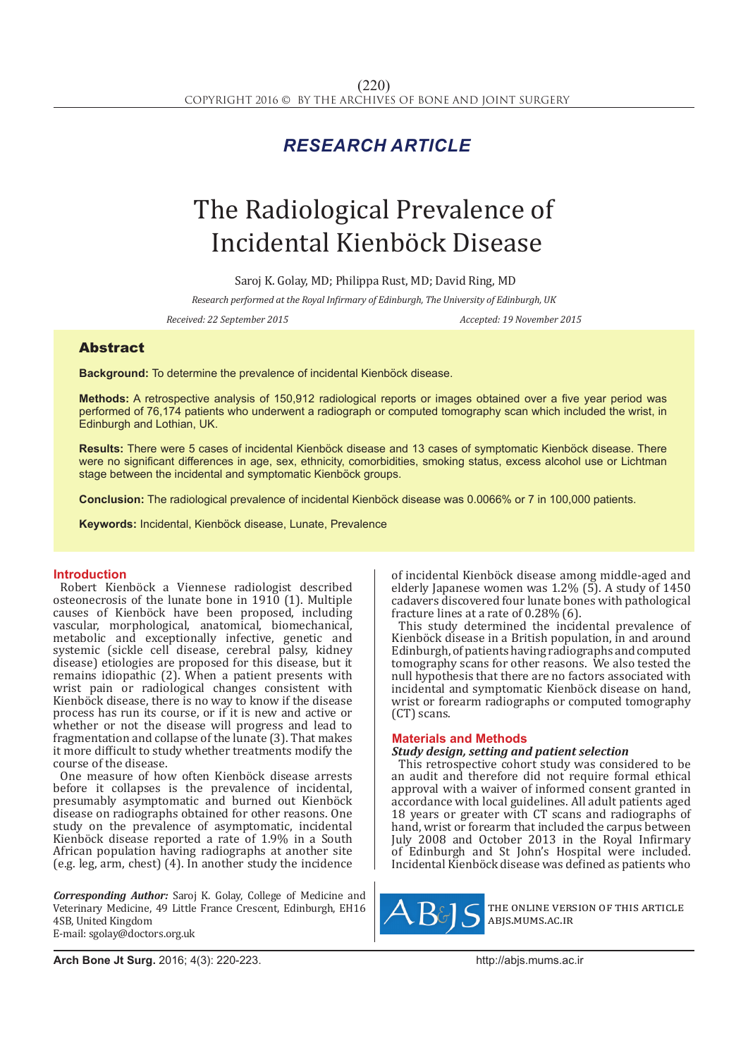RESEARCH ARTICLE

# The Radiological Prevalence of Incidental Kienböck Disease

Saroj K. Golay, MD; Philippa Rust, MD; David Ring, MD

*Research performed at the Royal Infirmary of Edinburgh, The University of Edinburgh, UK*

*Received: 22 September 2015* *Accepted: 19 November 2015*

## Abstract

**Background:** To determine the prevalence of incidental Kienböck disease.

**Methods:** A retrospective analysis of 150,912 radiological reports or images obtained over a five year period was performed of 76,174 patients who underwent a radiograph or computed tomography scan which included the wrist, in Edinburgh and Lothian, UK.

**Results:** There were 5 cases of incidental Kienböck disease and 13 cases of symptomatic Kienböck disease. There were no significant differences in age, sex, ethnicity, comorbidities, smoking status, excess alcohol use or Lichtman stage between the incidental and symptomatic Kienböck groups.

**Conclusion:** The radiological prevalence of incidental Kienböck disease was 0.0066% or 7 in 100,000 patients.

**Keywords:** Incidental, Kienböck disease, Lunate, Prevalence

## Introduction

Robert Kienböck a Viennese radiologist described osteonecrosis of the lunate bone in 1910 (1). Multiple causes of Kienböck have been proposed, including vascular, morphological, anatomical, biomechanical, metabolic and exceptionally infective, genetic and systemic (sickle cell disease, cerebral palsy, kidney disease) etiologies are proposed for this disease, but it remains idiopathic (2). When a patient presents with wrist pain or radiological changes consistent with Kienböck disease, there is no way to know if the disease process has run its course, or if it is new and active or whether or not the disease will progress and lead to fragmentation and collapse of the lunate (3). That makes it more difficult to study whether treatments modify the course of the disease.

One measure of how often Kienböck disease arrests before it collapses is the prevalence of incidental, presumably asymptomatic and burned out Kienböck disease on radiographs obtained for other reasons. One study on the prevalence of asymptomatic, incidental Kienböck disease reported a rate of 1.9% in a South African population having radiographs at another site (e.g. leg, arm, chest) (4). In another study the incidence of incidental Kienböck disease among middle-aged and elderly Japanese women was 1.2% (5). A study of 1450 cadavers discovered four lunate bones with pathological fracture lines at a rate of 0.28% (6).

This study determined the incidental prevalence of Kienböck disease in a British population, in and around Edinburgh, of patients having radiographs and computed tomography scans for other reasons. We also tested the null hypothesis that there are no factors associated with incidental and symptomatic Kienböck disease on hand, wrist or forearm radiographs or computed tomography (CT) scans.

## Materials and Methods

### Study design, setting and patient selection

This retrospective cohort study was considered to be an audit and therefore did not require formal ethical approval with a waiver of informed consent granted in accordance with local guidelines. All adult patients aged 18 years or greater with CT scans and radiographs of hand, wrist or forearm that included the carpus between July 2008 and October 2013 in the Royal Infirmary of Edinburgh and St John's Hospital were included. Incidental Kienböck disease was defined as patients who

*Corresponding Author:* Saroj K. Golay, College of Medicine and Veterinary Medicine, 49 Little France Crescent, Edinburgh, EH16 4SB, United Kingdom
E-mail: sgolay@doctors.org.uk

THE ONLINE VERSION OF THIS ARTICLE ABJS.MUMS.AC.IR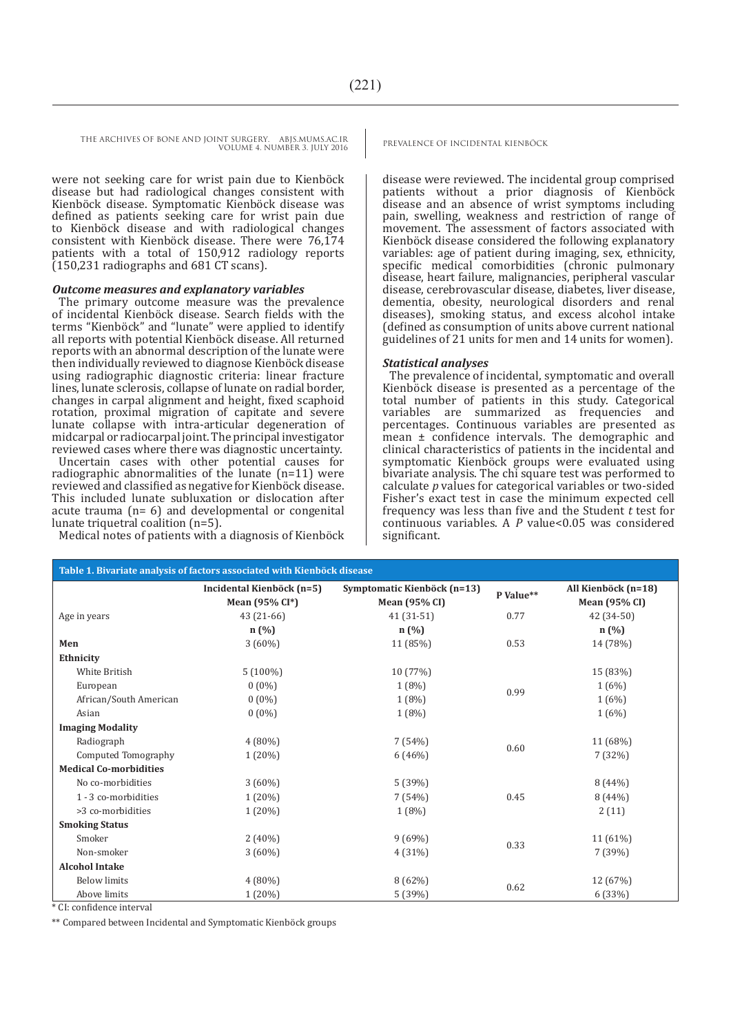were not seeking care for wrist pain due to Kienböck disease but had radiological changes consistent with Kienböck disease. Symptomatic Kienböck disease was defined as patients seeking care for wrist pain due to Kienböck disease and with radiological changes consistent with Kienböck disease. There were 76,174 patients with a total of 150,912 radiology reports (150,231 radiographs and 681 CT scans).

### *Outcome measures and explanatory variables*

The primary outcome measure was the prevalence of incidental Kienböck disease. Search fields with the terms "Kienböck" and "lunate" were applied to identify all reports with potential Kienböck disease. All returned reports with an abnormal description of the lunate were then individually reviewed to diagnose Kienböck disease using radiographic diagnostic criteria: linear fracture lines, lunate sclerosis, collapse of lunate on radial border, changes in carpal alignment and height, fixed scaphoid rotation, proximal migration of capitate and severe lunate collapse with intra-articular degeneration of midcarpal or radiocarpal joint. The principal investigator reviewed cases where there was diagnostic uncertainty.

Uncertain cases with other potential causes for radiographic abnormalities of the lunate (n=11) were reviewed and classified as negative for Kienböck disease. This included lunate subluxation or dislocation after acute trauma (n= 6) and developmental or congenital lunate triquetral coalition (n=5).

Medical notes of patients with a diagnosis of Kienböck disease were reviewed. The incidental group comprised patients without a prior diagnosis of Kienböck disease and an absence of wrist symptoms including pain, swelling, weakness and restriction of range of movement. The assessment of factors associated with Kienböck disease considered the following explanatory variables: age of patient during imaging, sex, ethnicity, specific medical comorbidities (chronic pulmonary disease, heart failure, malignancies, peripheral vascular disease, cerebrovascular disease, diabetes, liver disease, dementia, obesity, neurological disorders and renal diseases), smoking status, and excess alcohol intake (defined as consumption of units above current national guidelines of 21 units for men and 14 units for women).

### *Statistical analyses*

The prevalence of incidental, symptomatic and overall Kienböck disease is presented as a percentage of the total number of patients in this study. Categorical variables are summarized as frequencies and percentages. Continuous variables are presented as mean ± confidence intervals. The demographic and clinical characteristics of patients in the incidental and symptomatic Kienböck groups were evaluated using bivariate analysis. The chi square test was performed to calculate *p* values for categorical variables or two-sided Fisher's exact test in case the minimum expected cell frequency was less than five and the Student *t* test for continuous variables. A *P* value<0.05 was considered significant.

**Table 1. Bivariate analysis of factors associated with Kienböck disease**

| | Incidental Kienböck (n=5) Mean (95% CI*) | Symptomatic Kienböck (n=13) Mean (95% CI) | P Value** | All Kienböck (n=18) Mean (95% CI) |
|---|---|---|---|---|
| Age in years | 43 (21-66) | 41 (31-51) | 0.77 | 42 (34-50) |
| | n (%) | n (%) | | n (%) |
| **Men** | 3 (60%) | 11 (85%) | 0.53 | 14 (78%) |
| **Ethnicity** | | | | |
| White British | 5 (100%) | 10 (77%) | 0.99 | 15 (83%) |
| European | 0 (0%) | 1 (8%) | | 1 (6%) |
| African/South American | 0 (0%) | 1 (8%) | | 1 (6%) |
| Asian | 0 (0%) | 1 (8%) | | 1 (6%) |
| **Imaging Modality** | | | | |
| Radiograph | 4 (80%) | 7 (54%) | 0.60 | 11 (68%) |
| Computed Tomography | 1 (20%) | 6 (46%) | | 7 (32%) |
| **Medical Co-morbidities** | | | | |
| No co-morbidities | 3 (60%) | 5 (39%) | 0.45 | 8 (44%) |
| 1 - 3 co-morbidities | 1 (20%) | 7 (54%) | | 8 (44%) |
| >3 co-morbidities | 1 (20%) | 1 (8%) | | 2 (11) |
| **Smoking Status** | | | | |
| Smoker | 2 (40%) | 9 (69%) | 0.33 | 11 (61%) |
| Non-smoker | 3 (60%) | 4 (31%) | | 7 (39%) |
| **Alcohol Intake** | | | | |
| Below limits | 4 (80%) | 8 (62%) | 0.62 | 12 (67%) |
| Above limits | 1 (20%) | 5 (39%) | | 6 (33%) |

\* CI: confidence interval

\*\* Compared between Incidental and Symptomatic Kienböck groups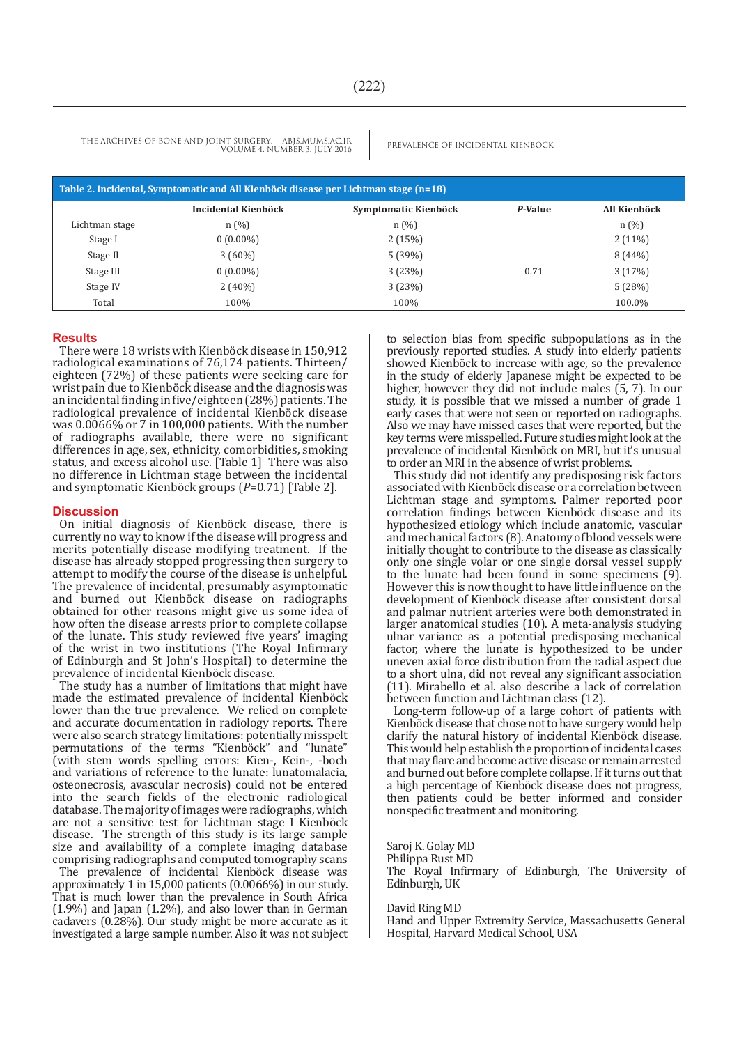**Table 2. Incidental, Symptomatic and All Kienböck disease per Lichtman stage (n=18)**

| | Incidental Kienböck | Symptomatic Kienböck | *P*-Value | All Kienböck |
|---|---|---|---|---|
| Lichtman stage | n (%) | n (%) | | n (%) |
| Stage I | 0 (0.00%) | 2 (15%) | | 2 (11%) |
| Stage II | 3 (60%) | 5 (39%) | | 8 (44%) |
| Stage III | 0 (0.00%) | 3 (23%) | 0.71 | 3 (17%) |
| Stage IV | 2 (40%) | 3 (23%) | | 5 (28%) |
| Total | 100% | 100% | | 100.0% |

## Results

There were 18 wrists with Kienböck disease in 150,912 radiological examinations of 76,174 patients. Thirteen/eighteen (72%) of these patients were seeking care for wrist pain due to Kienböck disease and the diagnosis was an incidental finding in five/eighteen (28%) patients. The radiological prevalence of incidental Kienböck disease was 0.0066% or 7 in 100,000 patients. With the number of radiographs available, there were no significant differences in age, sex, ethnicity, comorbidities, smoking status, and excess alcohol use. [Table 1] There was also no difference in Lichtman stage between the incidental and symptomatic Kienböck groups ($P$=0.71) [Table 2].

## Discussion

On initial diagnosis of Kienböck disease, there is currently no way to know if the disease will progress and merits potentially disease modifying treatment. If the disease has already stopped progressing then surgery to attempt to modify the course of the disease is unhelpful. The prevalence of incidental, presumably asymptomatic and burned out Kienböck disease on radiographs obtained for other reasons might give us some idea of how often the disease arrests prior to complete collapse of the lunate. This study reviewed five years' imaging of the wrist in two institutions (The Royal Infirmary of Edinburgh and St John's Hospital) to determine the prevalence of incidental Kienböck disease.

The study has a number of limitations that might have made the estimated prevalence of incidental Kienböck lower than the true prevalence. We relied on complete and accurate documentation in radiology reports. There were also search strategy limitations: potentially misspelt permutations of the terms "Kienböck" and "lunate" (with stem words spelling errors: Kien-, Kein-, -boch and variations of reference to the lunate: lunatomalacia, osteonecrosis, avascular necrosis) could not be entered into the search fields of the electronic radiological database. The majority of images were radiographs, which are not a sensitive test for Lichtman stage I Kienböck disease. The strength of this study is its large sample size and availability of a complete imaging database comprising radiographs and computed tomography scans

The prevalence of incidental Kienböck disease was approximately 1 in 15,000 patients (0.0066%) in our study. That is much lower than the prevalence in South Africa (1.9%) and Japan (1.2%), and also lower than in German cadavers (0.28%). Our study might be more accurate as it investigated a large sample number. Also it was not subject to selection bias from specific subpopulations as in the previously reported studies. A study into elderly patients showed Kienböck to increase with age, so the prevalence in the study of elderly Japanese might be expected to be higher, however they did not include males (5, 7). In our study, it is possible that we missed a number of grade 1 early cases that were not seen or reported on radiographs. Also we may have missed cases that were reported, but the key terms were misspelled. Future studies might look at the prevalence of incidental Kienböck on MRI, but it's unusual to order an MRI in the absence of wrist problems.

This study did not identify any predisposing risk factors associated with Kienböck disease or a correlation between Lichtman stage and symptoms. Palmer reported poor correlation findings between Kienböck disease and its hypothesized etiology which include anatomic, vascular and mechanical factors (8). Anatomy of blood vessels were initially thought to contribute to the disease as classically only one single volar or one single dorsal vessel supply to the lunate had been found in some specimens (9). However this is now thought to have little influence on the development of Kienböck disease after consistent dorsal and palmar nutrient arteries were both demonstrated in larger anatomical studies (10). A meta-analysis studying ulnar variance as a potential predisposing mechanical factor, where the lunate is hypothesized to be under uneven axial force distribution from the radial aspect due to a short ulna, did not reveal any significant association (11). Mirabello et al. also describe a lack of correlation between function and Lichtman class (12).

Long-term follow-up of a large cohort of patients with Kienböck disease that chose not to have surgery would help clarify the natural history of incidental Kienböck disease. This would help establish the proportion of incidental cases that may flare and become active disease or remain arrested and burned out before complete collapse. If it turns out that a high percentage of Kienböck disease does not progress, then patients could be better informed and consider nonspecific treatment and monitoring.

Saroj K. Golay MD
Philippa Rust MD
The Royal Infirmary of Edinburgh, The University of Edinburgh, UK

David Ring MD
Hand and Upper Extremity Service, Massachusetts General Hospital, Harvard Medical School, USA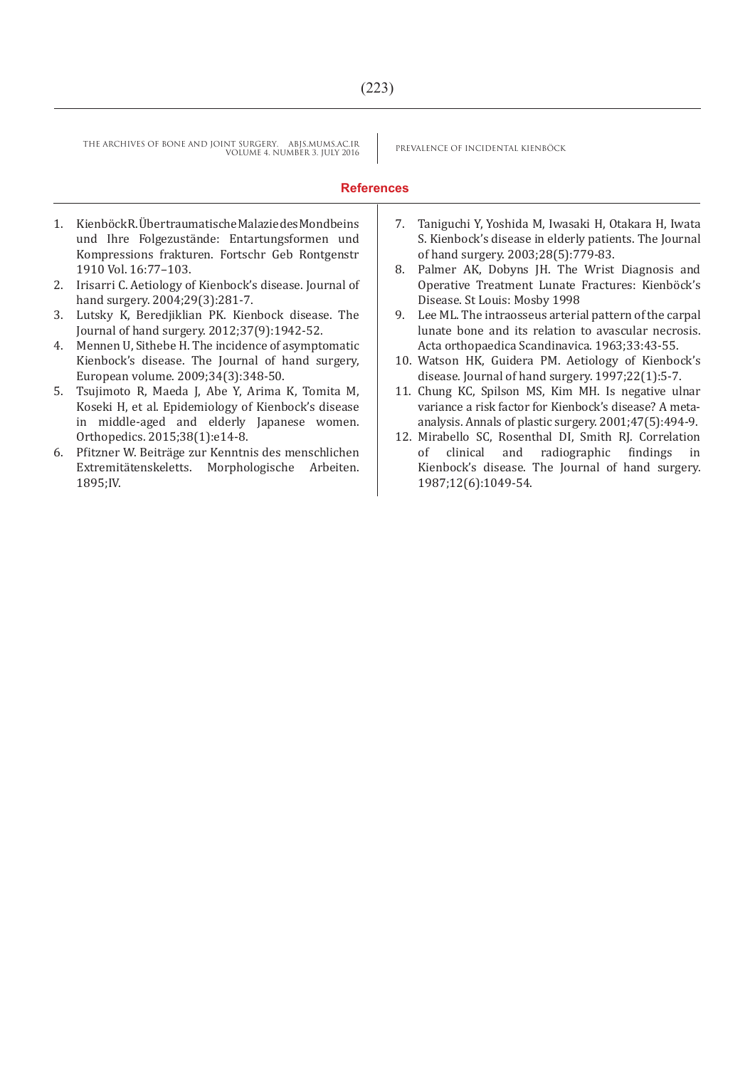## References

1. KienböckR. Übertraumatische Malazie des Mondbeins und Ihre Folgezustände: Entartungsformen und Kompressions frakturen. Fortschr Geb Rontgenstr 1910 Vol. 16:77–103.
2. Irisarri C. Aetiology of Kienbock's disease. Journal of hand surgery. 2004;29(3):281-7.
3. Lutsky K, Beredjiklian PK. Kienbock disease. The Journal of hand surgery. 2012;37(9):1942-52.
4. Mennen U, Sithebe H. The incidence of asymptomatic Kienbock's disease. The Journal of hand surgery, European volume. 2009;34(3):348-50.
5. Tsujimoto R, Maeda J, Abe Y, Arima K, Tomita M, Koseki H, et al. Epidemiology of Kienbock's disease in middle-aged and elderly Japanese women. Orthopedics. 2015;38(1):e14-8.
6. Pfitzner W. Beiträge zur Kenntnis des menschlichen Extremitätenskeletts. Morphologische Arbeiten. 1895;IV.
7. Taniguchi Y, Yoshida M, Iwasaki H, Otakara H, Iwata S. Kienbock's disease in elderly patients. The Journal of hand surgery. 2003;28(5):779-83.
8. Palmer AK, Dobyns JH. The Wrist Diagnosis and Operative Treatment Lunate Fractures: Kienböck's Disease. St Louis: Mosby 1998
9. Lee ML. The intraosseus arterial pattern of the carpal lunate bone and its relation to avascular necrosis. Acta orthopaedica Scandinavica. 1963;33:43-55.
10. Watson HK, Guidera PM. Aetiology of Kienbock's disease. Journal of hand surgery. 1997;22(1):5-7.
11. Chung KC, Spilson MS, Kim MH. Is negative ulnar variance a risk factor for Kienbock's disease? A meta-analysis. Annals of plastic surgery. 2001;47(5):494-9.
12. Mirabello SC, Rosenthal DI, Smith RJ. Correlation of clinical and radiographic findings in Kienbock's disease. The Journal of hand surgery. 1987;12(6):1049-54.